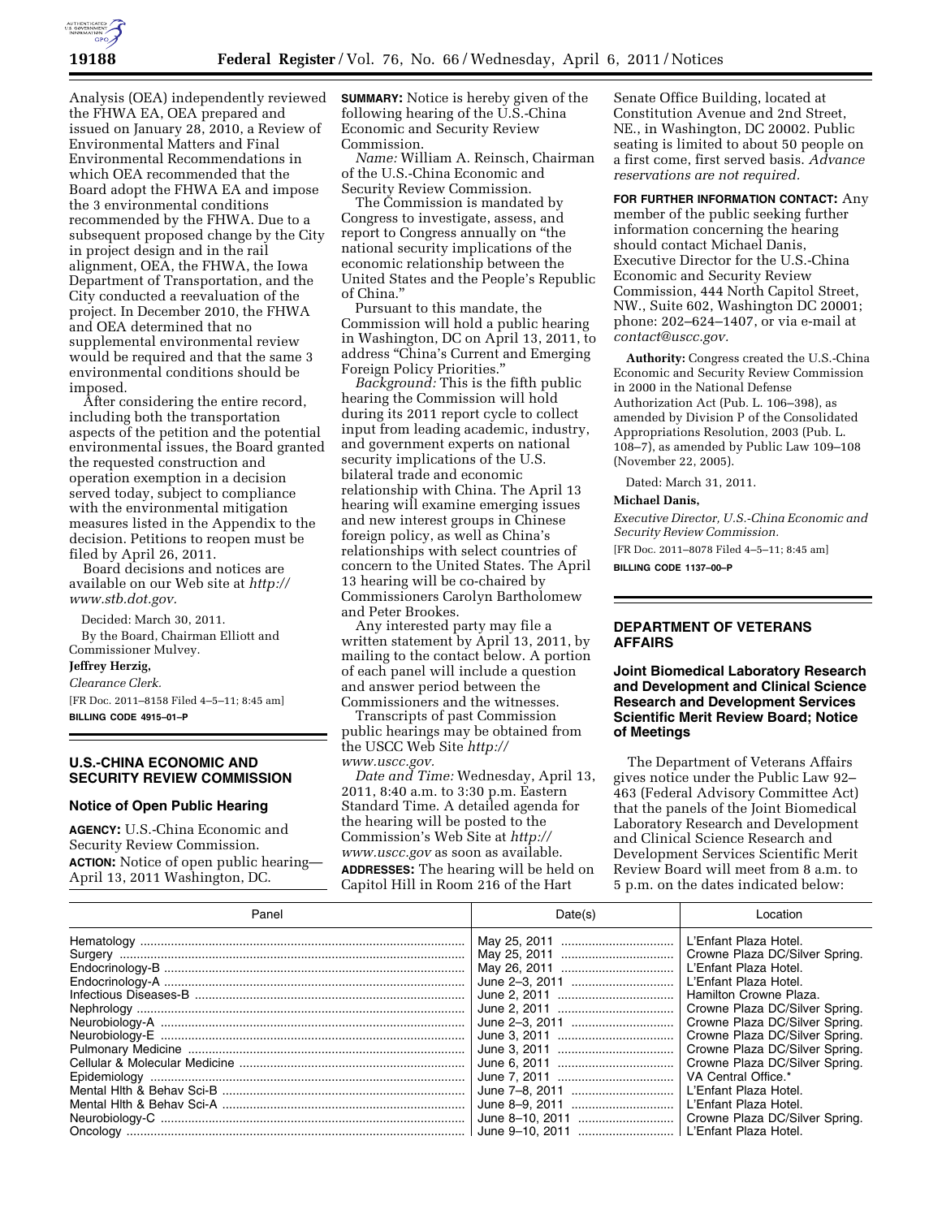Analysis (OEA) independently reviewed the FHWA EA, OEA prepared and issued on January 28, 2010, a Review of Environmental Matters and Final Environmental Recommendations in which OEA recommended that the Board adopt the FHWA EA and impose the 3 environmental conditions recommended by the FHWA. Due to a subsequent proposed change by the City in project design and in the rail alignment, OEA, the FHWA, the Iowa Department of Transportation, and the City conducted a reevaluation of the project. In December 2010, the FHWA and OEA determined that no supplemental environmental review would be required and that the same 3 environmental conditions should be imposed.

After considering the entire record, including both the transportation aspects of the petition and the potential environmental issues, the Board granted the requested construction and operation exemption in a decision served today, subject to compliance with the environmental mitigation measures listed in the Appendix to the decision. Petitions to reopen must be filed by April 26, 2011.

Board decisions and notices are available on our Web site at *http://www.stb.dot.gov.*

Decided: March 30, 2011.

By the Board, Chairman Elliott and Commissioner Mulvey.

**Jeffrey Herzig,**

*Clearance Clerk.*

[FR Doc. 2011–8158 Filed 4–5–11; 8:45 am]

**BILLING CODE 4915–01–P**

## U.S.-CHINA ECONOMIC AND SECURITY REVIEW COMMISSION

### Notice of Open Public Hearing

**AGENCY:** U.S.-China Economic and Security Review Commission.

**ACTION:** Notice of open public hearing—April 13, 2011 Washington, DC.

**SUMMARY:** Notice is hereby given of the following hearing of the U.S.-China Economic and Security Review Commission.

*Name:* William A. Reinsch, Chairman of the U.S.-China Economic and Security Review Commission.

The Commission is mandated by Congress to investigate, assess, and report to Congress annually on "the national security implications of the economic relationship between the United States and the People's Republic of China."

Pursuant to this mandate, the Commission will hold a public hearing in Washington, DC on April 13, 2011, to address "China's Current and Emerging Foreign Policy Priorities."

*Background:* This is the fifth public hearing the Commission will hold during its 2011 report cycle to collect input from leading academic, industry, and government experts on national security implications of the U.S. bilateral trade and economic relationship with China. The April 13 hearing will examine emerging issues and new interest groups in Chinese foreign policy, as well as China's relationships with select countries of concern to the United States. The April 13 hearing will be co-chaired by Commissioners Carolyn Bartholomew and Peter Brookes.

Any interested party may file a written statement by April 13, 2011, by mailing to the contact below. A portion of each panel will include a question and answer period between the Commissioners and the witnesses.

Transcripts of past Commission public hearings may be obtained from the USCC Web Site *http://www.uscc.gov.*

*Date and Time:* Wednesday, April 13, 2011, 8:40 a.m. to 3:30 p.m. Eastern Standard Time. A detailed agenda for the hearing will be posted to the Commission's Web Site at *http://www.uscc.gov* as soon as available.

**ADDRESSES:** The hearing will be held on Capitol Hill in Room 216 of the Hart Senate Office Building, located at Constitution Avenue and 2nd Street, NE., in Washington, DC 20002. Public seating is limited to about 50 people on a first come, first served basis. *Advance reservations are not required.*

**FOR FURTHER INFORMATION CONTACT:** Any member of the public seeking further information concerning the hearing should contact Michael Danis, Executive Director for the U.S.-China Economic and Security Review Commission, 444 North Capitol Street, NW., Suite 602, Washington DC 20001; phone: 202–624–1407, or via e-mail at *contact@uscc.gov.*

**Authority:** Congress created the U.S.-China Economic and Security Review Commission in 2000 in the National Defense Authorization Act (Pub. L. 106–398), as amended by Division P of the Consolidated Appropriations Resolution, 2003 (Pub. L. 108–7), as amended by Public Law 109–108 (November 22, 2005).

Dated: March 31, 2011.

**Michael Danis,**

*Executive Director, U.S.-China Economic and Security Review Commission.*

[FR Doc. 2011–8078 Filed 4–5–11; 8:45 am]

**BILLING CODE 1137–00–P**

## DEPARTMENT OF VETERANS AFFAIRS

### Joint Biomedical Laboratory Research and Development and Clinical Science Research and Development Services Scientific Merit Review Board; Notice of Meetings

The Department of Veterans Affairs gives notice under the Public Law 92–463 (Federal Advisory Committee Act) that the panels of the Joint Biomedical Laboratory Research and Development and Clinical Science Research and Development Services Scientific Merit Review Board will meet from 8 a.m. to 5 p.m. on the dates indicated below:

| Panel | Date(s) | Location |
|---|---|---|
| Hematology | May 25, 2011 | L'Enfant Plaza Hotel. |
| Surgery | May 25, 2011 | Crowne Plaza DC/Silver Spring. |
| Endocrinology-B | May 26, 2011 | L'Enfant Plaza Hotel. |
| Endocrinology-A | June 2–3, 2011 | L'Enfant Plaza Hotel. |
| Infectious Diseases-B | June 2, 2011 | Hamilton Crowne Plaza. |
| Nephrology | June 2, 2011 | Crowne Plaza DC/Silver Spring. |
| Neurobiology-A | June 2–3, 2011 | Crowne Plaza DC/Silver Spring. |
| Neurobiology-E | June 3, 2011 | Crowne Plaza DC/Silver Spring. |
| Pulmonary Medicine | June 3, 2011 | Crowne Plaza DC/Silver Spring. |
| Cellular & Molecular Medicine | June 6, 2011 | Crowne Plaza DC/Silver Spring. |
| Epidemiology | June 7, 2011 | VA Central Office.* |
| Mental Hlth & Behav Sci-B | June 7–8, 2011 | L'Enfant Plaza Hotel. |
| Mental Hlth & Behav Sci-A | June 8–9, 2011 | L'Enfant Plaza Hotel. |
| Neurobiology-C | June 8–10, 2011 | Crowne Plaza DC/Silver Spring. |
| Oncology | June 9–10, 2011 | L'Enfant Plaza Hotel. |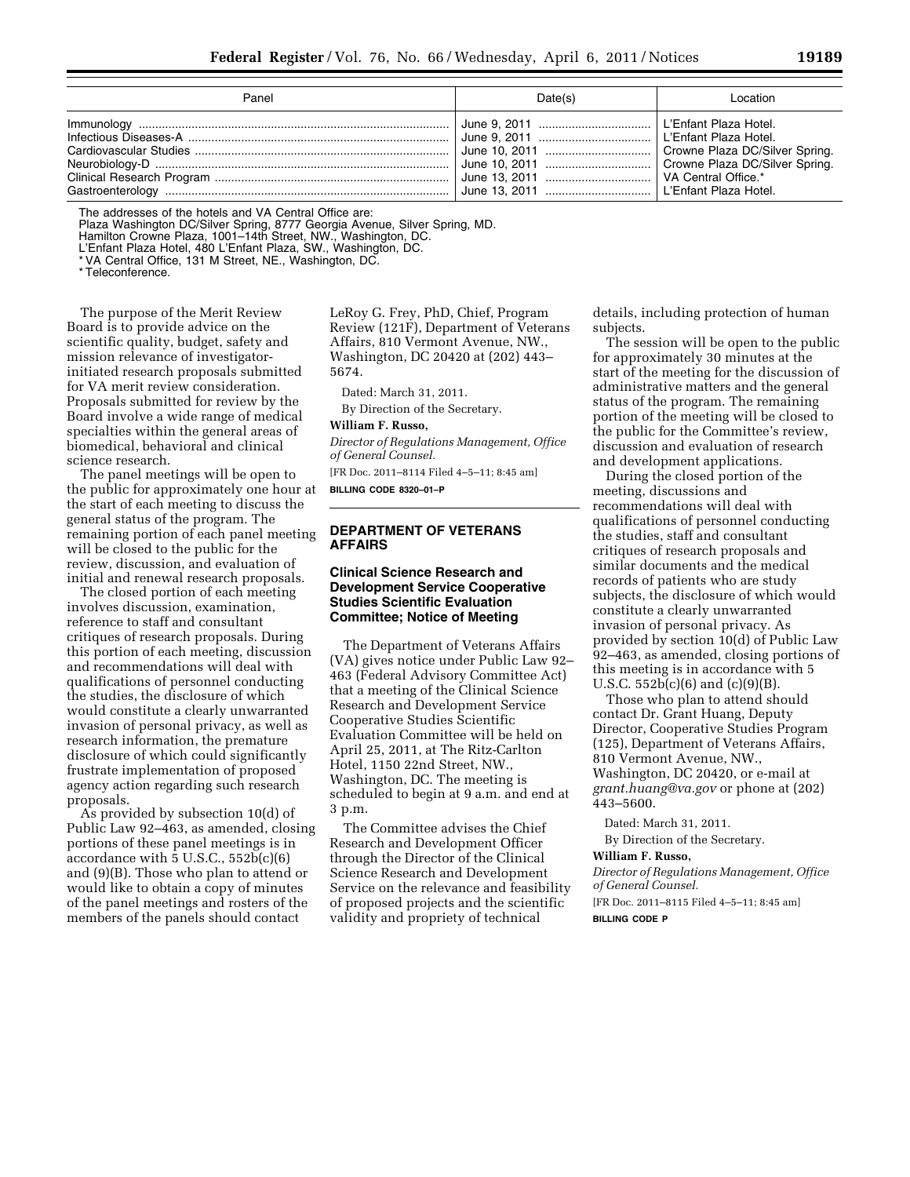| Panel | Date(s) | Location |
| --- | --- | --- |
| Immunology | June 9, 2011 | L'Enfant Plaza Hotel. |
| Infectious Diseases-A | June 9, 2011 | L'Enfant Plaza Hotel. |
| Cardiovascular Studies | June 10, 2011 | Crowne Plaza DC/Silver Spring. |
| Neurobiology-D | June 10, 2011 | Crowne Plaza DC/Silver Spring. |
| Clinical Research Program | June 13, 2011 | VA Central Office.* |
| Gastroenterology | June 13, 2011 | L'Enfant Plaza Hotel. |

The addresses of the hotels and VA Central Office are:
Plaza Washington DC/Silver Spring, 8777 Georgia Avenue, Silver Spring, MD.
Hamilton Crowne Plaza, 1001–14th Street, NW., Washington, DC.
L'Enfant Plaza Hotel, 480 L'Enfant Plaza, SW., Washington, DC.
* VA Central Office, 131 M Street, NE., Washington, DC.
* Teleconference.

The purpose of the Merit Review Board is to provide advice on the scientific quality, budget, safety and mission relevance of investigator-initiated research proposals submitted for VA merit review consideration. Proposals submitted for review by the Board involve a wide range of medical specialties within the general areas of biomedical, behavioral and clinical science research.

The panel meetings will be open to the public for approximately one hour at the start of each meeting to discuss the general status of the program. The remaining portion of each panel meeting will be closed to the public for the review, discussion, and evaluation of initial and renewal research proposals.

The closed portion of each meeting involves discussion, examination, reference to staff and consultant critiques of research proposals. During this portion of each meeting, discussion and recommendations will deal with qualifications of personnel conducting the studies, the disclosure of which would constitute a clearly unwarranted invasion of personal privacy, as well as research information, the premature disclosure of which could significantly frustrate implementation of proposed agency action regarding such research proposals.

As provided by subsection 10(d) of Public Law 92–463, as amended, closing portions of these panel meetings is in accordance with 5 U.S.C., 552b(c)(6) and (9)(B). Those who plan to attend or would like to obtain a copy of minutes of the panel meetings and rosters of the members of the panels should contact LeRoy G. Frey, PhD, Chief, Program Review (121F), Department of Veterans Affairs, 810 Vermont Avenue, NW., Washington, DC 20420 at (202) 443–5674.

Dated: March 31, 2011.

By Direction of the Secretary.

**William F. Russo,**

*Director of Regulations Management, Office of General Counsel.*

[FR Doc. 2011–8114 Filed 4–5–11; 8:45 am]

**BILLING CODE 8320–01–P**

## DEPARTMENT OF VETERANS AFFAIRS

### Clinical Science Research and Development Service Cooperative Studies Scientific Evaluation Committee; Notice of Meeting

The Department of Veterans Affairs (VA) gives notice under Public Law 92–463 (Federal Advisory Committee Act) that a meeting of the Clinical Science Research and Development Service Cooperative Studies Scientific Evaluation Committee will be held on April 25, 2011, at The Ritz-Carlton Hotel, 1150 22nd Street, NW., Washington, DC. The meeting is scheduled to begin at 9 a.m. and end at 3 p.m.

The Committee advises the Chief Research and Development Officer through the Director of the Clinical Science Research and Development Service on the relevance and feasibility of proposed projects and the scientific validity and propriety of technical details, including protection of human subjects.

The session will be open to the public for approximately 30 minutes at the start of the meeting for the discussion of administrative matters and the general status of the program. The remaining portion of the meeting will be closed to the public for the Committee's review, discussion and evaluation of research and development applications.

During the closed portion of the meeting, discussions and recommendations will deal with qualifications of personnel conducting the studies, staff and consultant critiques of research proposals and similar documents and the medical records of patients who are study subjects, the disclosure of which would constitute a clearly unwarranted invasion of personal privacy. As provided by section 10(d) of Public Law 92–463, as amended, closing portions of this meeting is in accordance with 5 U.S.C. 552b(c)(6) and (c)(9)(B).

Those who plan to attend should contact Dr. Grant Huang, Deputy Director, Cooperative Studies Program (125), Department of Veterans Affairs, 810 Vermont Avenue, NW., Washington, DC 20420, or e-mail at *grant.huang@va.gov* or phone at (202) 443–5600.

Dated: March 31, 2011.

By Direction of the Secretary.

**William F. Russo,**

*Director of Regulations Management, Office of General Counsel.*

[FR Doc. 2011–8115 Filed 4–5–11; 8:45 am]

**BILLING CODE P**